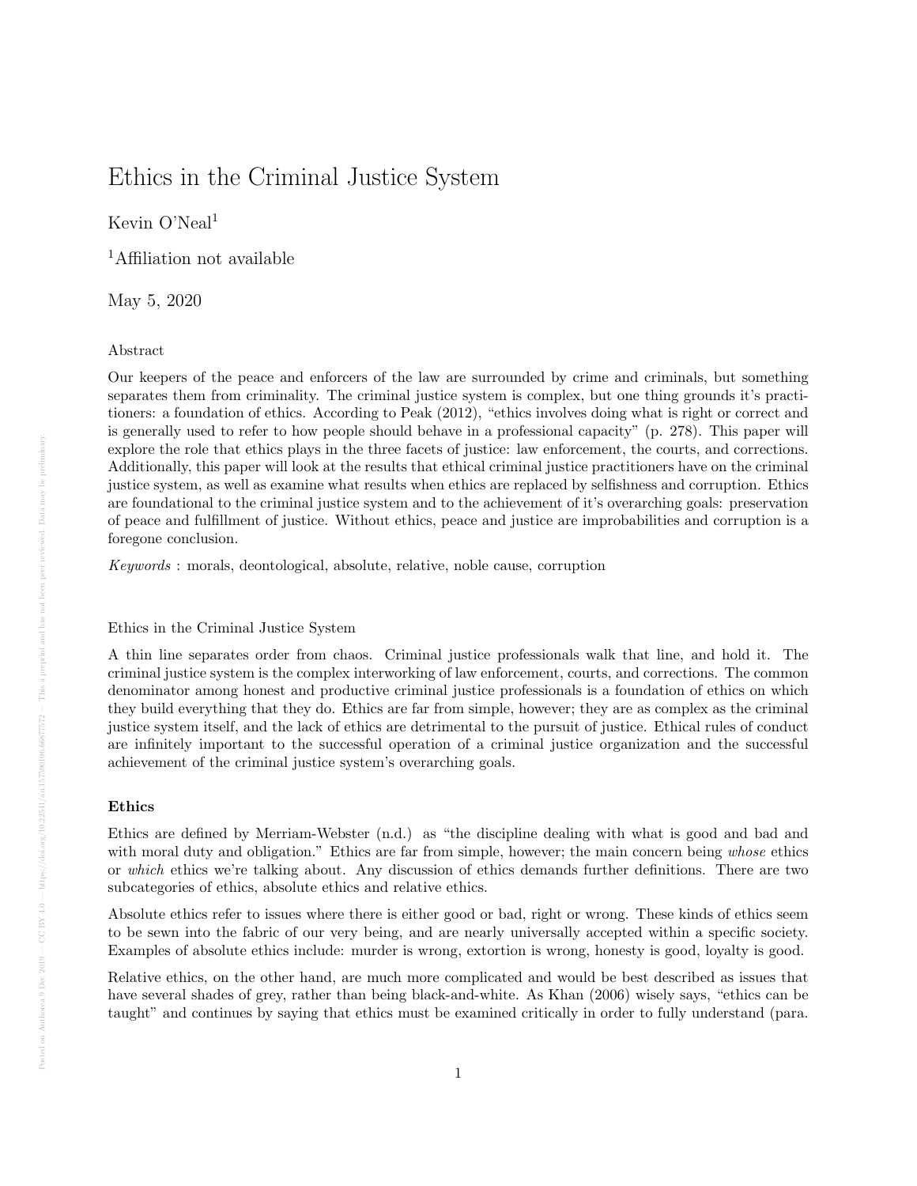# Ethics in the Criminal Justice System

Kevin O'Neal[1]

[1]Affiliation not available

May 5, 2020

## Abstract

Our keepers of the peace and enforcers of the law are surrounded by crime and criminals, but something separates them from criminality. The criminal justice system is complex, but one thing grounds it's practitioners: a foundation of ethics. According to Peak (2012), "ethics involves doing what is right or correct and is generally used to refer to how people should behave in a professional capacity" (p. 278). This paper will explore the role that ethics plays in the three facets of justice: law enforcement, the courts, and corrections. Additionally, this paper will look at the results that ethical criminal justice practitioners have on the criminal justice system, as well as examine what results when ethics are replaced by selfishness and corruption. Ethics are foundational to the criminal justice system and to the achievement of it's overarching goals: preservation of peace and fulfillment of justice. Without ethics, peace and justice are improbabilities and corruption is a foregone conclusion.

*Keywords* : morals, deontological, absolute, relative, noble cause, corruption

Ethics in the Criminal Justice System

A thin line separates order from chaos. Criminal justice professionals walk that line, and hold it. The criminal justice system is the complex interworking of law enforcement, courts, and corrections. The common denominator among honest and productive criminal justice professionals is a foundation of ethics on which they build everything that they do. Ethics are far from simple, however; they are as complex as the criminal justice system itself, and the lack of ethics are detrimental to the pursuit of justice. Ethical rules of conduct are infinitely important to the successful operation of a criminal justice organization and the successful achievement of the criminal justice system's overarching goals.

### Ethics

Ethics are defined by Merriam-Webster (n.d.) as "the discipline dealing with what is good and bad and with moral duty and obligation." Ethics are far from simple, however; the main concern being *whose* ethics or *which* ethics we're talking about. Any discussion of ethics demands further definitions. There are two subcategories of ethics, absolute ethics and relative ethics.

Absolute ethics refer to issues where there is either good or bad, right or wrong. These kinds of ethics seem to be sewn into the fabric of our very being, and are nearly universally accepted within a specific society. Examples of absolute ethics include: murder is wrong, extortion is wrong, honesty is good, loyalty is good.

Relative ethics, on the other hand, are much more complicated and would be best described as issues that have several shades of grey, rather than being black-and-white. As Khan (2006) wisely says, "ethics can be taught" and continues by saying that ethics must be examined critically in order to fully understand (para.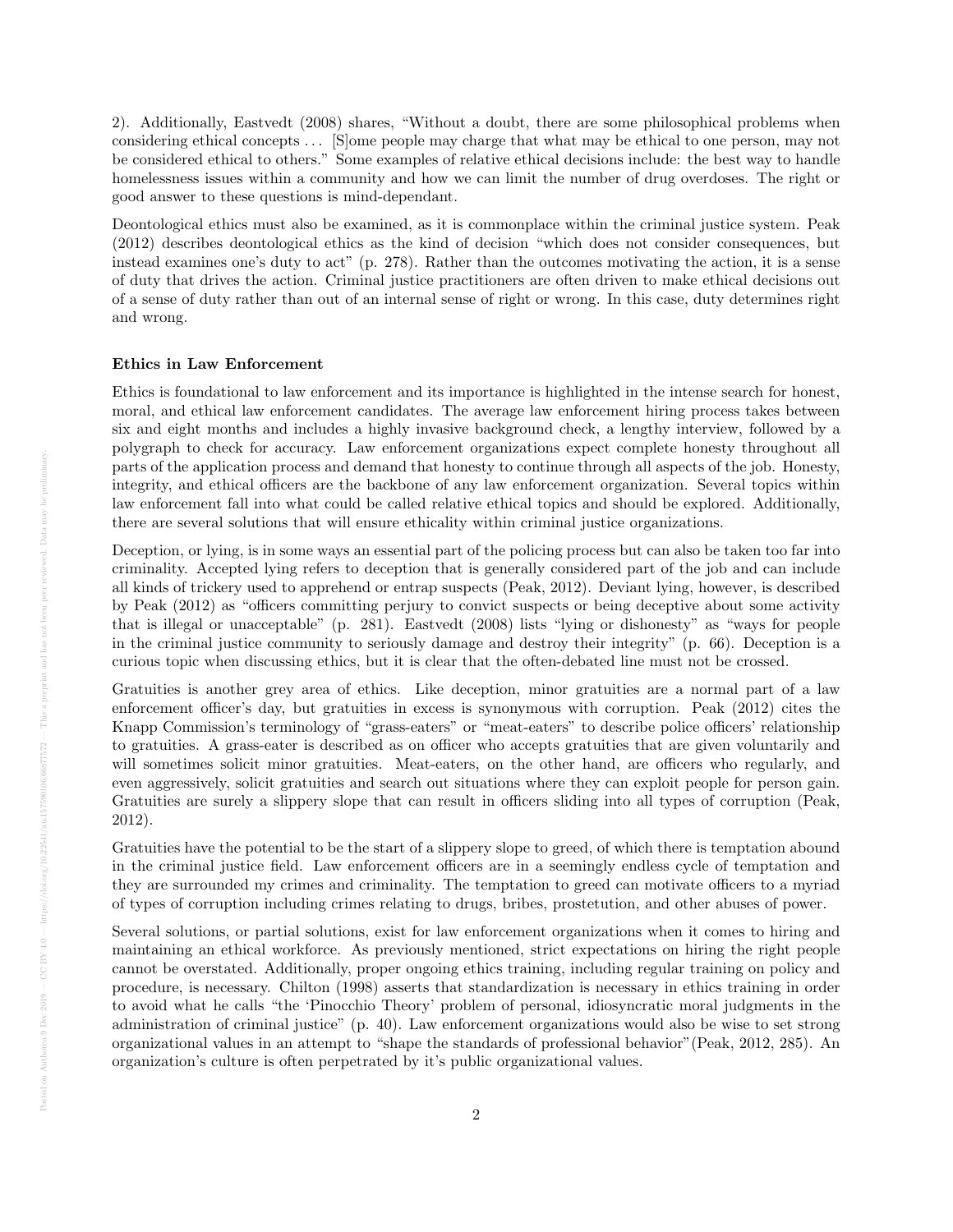2). Additionally, Eastvedt (2008) shares, "Without a doubt, there are some philosophical problems when considering ethical concepts . . . [S]ome people may charge that what may be ethical to one person, may not be considered ethical to others." Some examples of relative ethical decisions include: the best way to handle homelessness issues within a community and how we can limit the number of drug overdoses. The right or good answer to these questions is mind-dependant.

Deontological ethics must also be examined, as it is commonplace within the criminal justice system. Peak (2012) describes deontological ethics as the kind of decision "which does not consider consequences, but instead examines one's duty to act" (p. 278). Rather than the outcomes motivating the action, it is a sense of duty that drives the action. Criminal justice practitioners are often driven to make ethical decisions out of a sense of duty rather than out of an internal sense of right or wrong. In this case, duty determines right and wrong.

**Ethics in Law Enforcement**

Ethics is foundational to law enforcement and its importance is highlighted in the intense search for honest, moral, and ethical law enforcement candidates. The average law enforcement hiring process takes between six and eight months and includes a highly invasive background check, a lengthy interview, followed by a polygraph to check for accuracy. Law enforcement organizations expect complete honesty throughout all parts of the application process and demand that honesty to continue through all aspects of the job. Honesty, integrity, and ethical officers are the backbone of any law enforcement organization. Several topics within law enforcement fall into what could be called relative ethical topics and should be explored. Additionally, there are several solutions that will ensure ethicality within criminal justice organizations.

Deception, or lying, is in some ways an essential part of the policing process but can also be taken too far into criminality. Accepted lying refers to deception that is generally considered part of the job and can include all kinds of trickery used to apprehend or entrap suspects (Peak, 2012). Deviant lying, however, is described by Peak (2012) as "officers committing perjury to convict suspects or being deceptive about some activity that is illegal or unacceptable" (p. 281). Eastvedt (2008) lists "lying or dishonesty" as "ways for people in the criminal justice community to seriously damage and destroy their integrity" (p. 66). Deception is a curious topic when discussing ethics, but it is clear that the often-debated line must not be crossed.

Gratuities is another grey area of ethics. Like deception, minor gratuities are a normal part of a law enforcement officer's day, but gratuities in excess is synonymous with corruption. Peak (2012) cites the Knapp Commission's terminology of "grass-eaters" or "meat-eaters" to describe police officers' relationship to gratuities. A grass-eater is described as on officer who accepts gratuities that are given voluntarily and will sometimes solicit minor gratuities. Meat-eaters, on the other hand, are officers who regularly, and even aggressively, solicit gratuities and search out situations where they can exploit people for person gain. Gratuities are surely a slippery slope that can result in officers sliding into all types of corruption (Peak, 2012).

Gratuities have the potential to be the start of a slippery slope to greed, of which there is temptation abound in the criminal justice field. Law enforcement officers are in a seemingly endless cycle of temptation and they are surrounded my crimes and criminality. The temptation to greed can motivate officers to a myriad of types of corruption including crimes relating to drugs, bribes, prostetution, and other abuses of power.

Several solutions, or partial solutions, exist for law enforcement organizations when it comes to hiring and maintaining an ethical workforce. As previously mentioned, strict expectations on hiring the right people cannot be overstated. Additionally, proper ongoing ethics training, including regular training on policy and procedure, is necessary. Chilton (1998) asserts that standardization is necessary in ethics training in order to avoid what he calls "the 'Pinocchio Theory' problem of personal, idiosyncratic moral judgments in the administration of criminal justice" (p. 40). Law enforcement organizations would also be wise to set strong organizational values in an attempt to "shape the standards of professional behavior"(Peak, 2012, 285). An organization's culture is often perpetrated by it's public organizational values.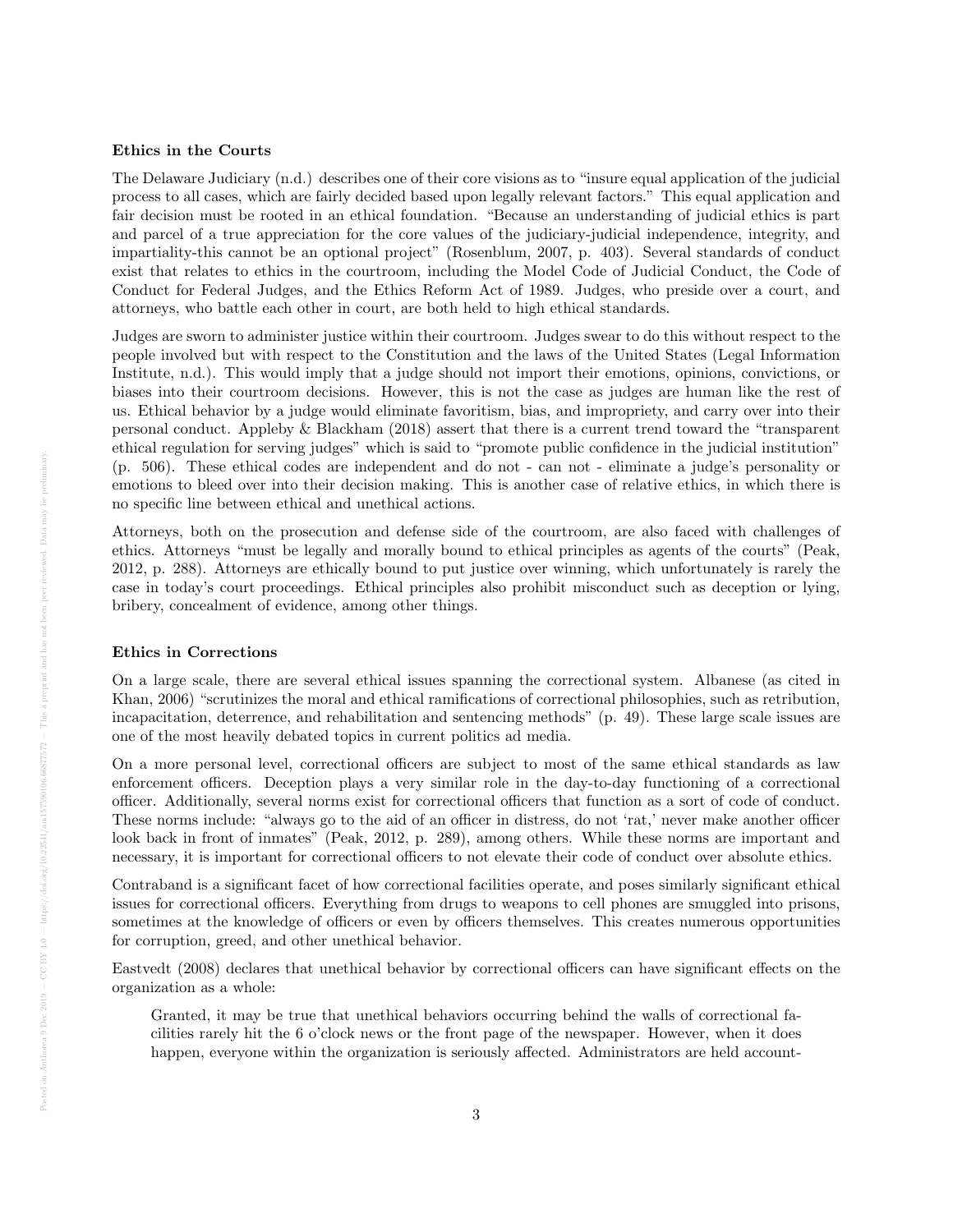### Ethics in the Courts

The Delaware Judiciary (n.d.) describes one of their core visions as to "insure equal application of the judicial process to all cases, which are fairly decided based upon legally relevant factors." This equal application and fair decision must be rooted in an ethical foundation. "Because an understanding of judicial ethics is part and parcel of a true appreciation for the core values of the judiciary-judicial independence, integrity, and impartiality-this cannot be an optional project" (Rosenblum, 2007, p. 403). Several standards of conduct exist that relates to ethics in the courtroom, including the Model Code of Judicial Conduct, the Code of Conduct for Federal Judges, and the Ethics Reform Act of 1989. Judges, who preside over a court, and attorneys, who battle each other in court, are both held to high ethical standards.

Judges are sworn to administer justice within their courtroom. Judges swear to do this without respect to the people involved but with respect to the Constitution and the laws of the United States (Legal Information Institute, n.d.). This would imply that a judge should not import their emotions, opinions, convictions, or biases into their courtroom decisions. However, this is not the case as judges are human like the rest of us. Ethical behavior by a judge would eliminate favoritism, bias, and impropriety, and carry over into their personal conduct. Appleby & Blackham (2018) assert that there is a current trend toward the "transparent ethical regulation for serving judges" which is said to "promote public confidence in the judicial institution" (p. 506). These ethical codes are independent and do not - can not - eliminate a judge's personality or emotions to bleed over into their decision making. This is another case of relative ethics, in which there is no specific line between ethical and unethical actions.

Attorneys, both on the prosecution and defense side of the courtroom, are also faced with challenges of ethics. Attorneys "must be legally and morally bound to ethical principles as agents of the courts" (Peak, 2012, p. 288). Attorneys are ethically bound to put justice over winning, which unfortunately is rarely the case in today's court proceedings. Ethical principles also prohibit misconduct such as deception or lying, bribery, concealment of evidence, among other things.

### Ethics in Corrections

On a large scale, there are several ethical issues spanning the correctional system. Albanese (as cited in Khan, 2006) "scrutinizes the moral and ethical ramifications of correctional philosophies, such as retribution, incapacitation, deterrence, and rehabilitation and sentencing methods" (p. 49). These large scale issues are one of the most heavily debated topics in current politics ad media.

On a more personal level, correctional officers are subject to most of the same ethical standards as law enforcement officers. Deception plays a very similar role in the day-to-day functioning of a correctional officer. Additionally, several norms exist for correctional officers that function as a sort of code of conduct. These norms include: "always go to the aid of an officer in distress, do not 'rat,' never make another officer look back in front of inmates" (Peak, 2012, p. 289), among others. While these norms are important and necessary, it is important for correctional officers to not elevate their code of conduct over absolute ethics.

Contraband is a significant facet of how correctional facilities operate, and poses similarly significant ethical issues for correctional officers. Everything from drugs to weapons to cell phones are smuggled into prisons, sometimes at the knowledge of officers or even by officers themselves. This creates numerous opportunities for corruption, greed, and other unethical behavior.

Eastvedt (2008) declares that unethical behavior by correctional officers can have significant effects on the organization as a whole:

> Granted, it may be true that unethical behaviors occurring behind the walls of correctional facilities rarely hit the 6 o'clock news or the front page of the newspaper. However, when it does happen, everyone within the organization is seriously affected. Administrators are held account-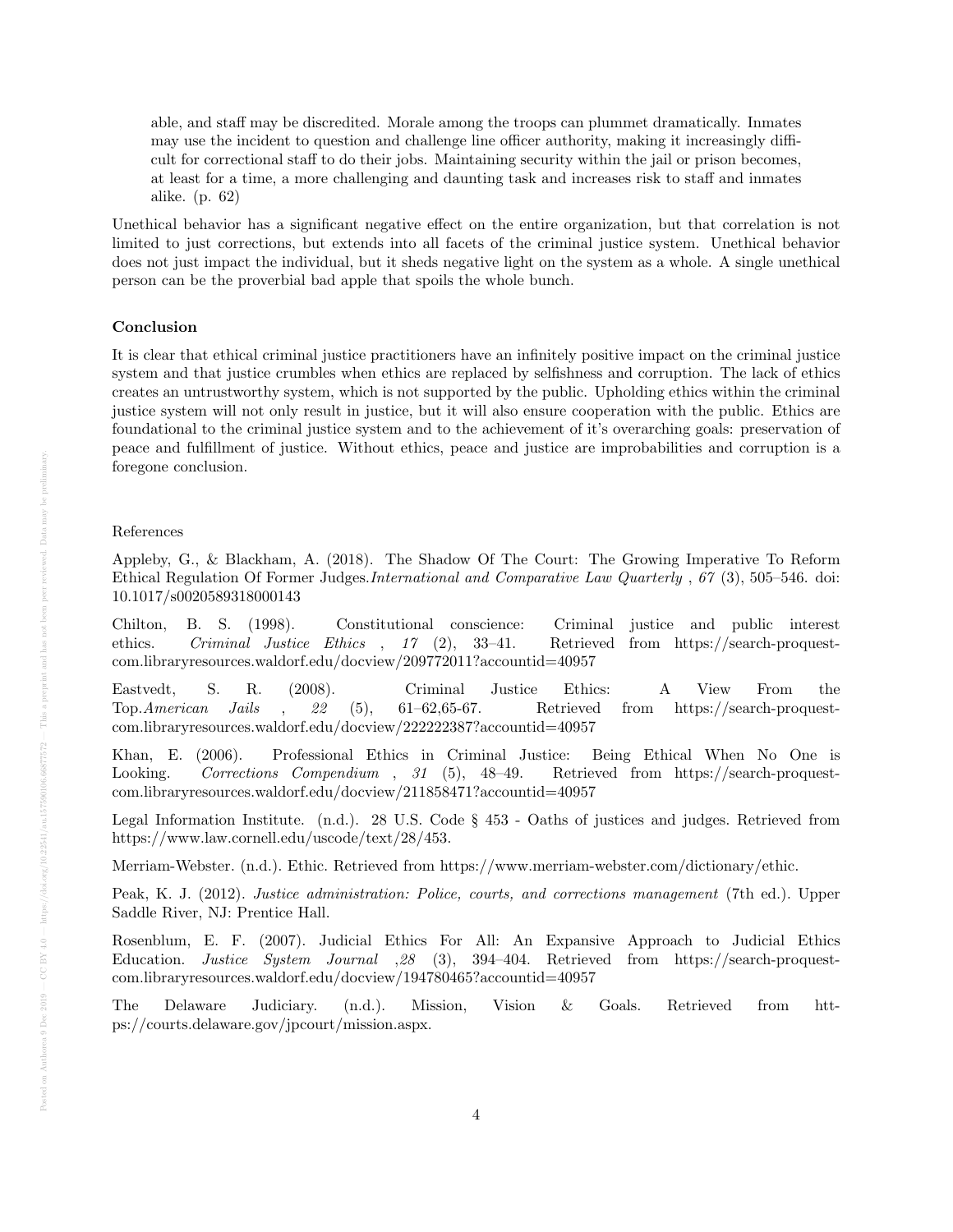> able, and staff may be discredited. Morale among the troops can plummet dramatically. Inmates may use the incident to question and challenge line officer authority, making it increasingly difficult for correctional staff to do their jobs. Maintaining security within the jail or prison becomes, at least for a time, a more challenging and daunting task and increases risk to staff and inmates alike. (p. 62)

Unethical behavior has a significant negative effect on the entire organization, but that correlation is not limited to just corrections, but extends into all facets of the criminal justice system. Unethical behavior does not just impact the individual, but it sheds negative light on the system as a whole. A single unethical person can be the proverbial bad apple that spoils the whole bunch.

## Conclusion

It is clear that ethical criminal justice practitioners have an infinitely positive impact on the criminal justice system and that justice crumbles when ethics are replaced by selfishness and corruption. The lack of ethics creates an untrustworthy system, which is not supported by the public. Upholding ethics within the criminal justice system will not only result in justice, but it will also ensure cooperation with the public. Ethics are foundational to the criminal justice system and to the achievement of it's overarching goals: preservation of peace and fulfillment of justice. Without ethics, peace and justice are improbabilities and corruption is a foregone conclusion.

## References

Appleby, G., & Blackham, A. (2018). The Shadow Of The Court: The Growing Imperative To Reform Ethical Regulation Of Former Judges. *International and Comparative Law Quarterly*, *67* (3), 505–546. doi: 10.1017/s0020589318000143

Chilton, B. S. (1998). Constitutional conscience: Criminal justice and public interest ethics. *Criminal Justice Ethics*, *17* (2), 33–41. Retrieved from https://search-proquest-com.libraryresources.waldorf.edu/docview/209772011?accountid=40957

Eastvedt, S. R. (2008). Criminal Justice Ethics: A View From the Top. *American Jails*, *22* (5), 61–62,65-67. Retrieved from https://search-proquest-com.libraryresources.waldorf.edu/docview/222222387?accountid=40957

Khan, E. (2006). Professional Ethics in Criminal Justice: Being Ethical When No One is Looking. *Corrections Compendium*, *31* (5), 48–49. Retrieved from https://search-proquest-com.libraryresources.waldorf.edu/docview/211858471?accountid=40957

Legal Information Institute. (n.d.). 28 U.S. Code § 453 - Oaths of justices and judges. Retrieved from https://www.law.cornell.edu/uscode/text/28/453.

Merriam-Webster. (n.d.). Ethic. Retrieved from https://www.merriam-webster.com/dictionary/ethic.

Peak, K. J. (2012). *Justice administration: Police, courts, and corrections management* (7th ed.). Upper Saddle River, NJ: Prentice Hall.

Rosenblum, E. F. (2007). Judicial Ethics For All: An Expansive Approach to Judicial Ethics Education. *Justice System Journal*, *28* (3), 394–404. Retrieved from https://search-proquest-com.libraryresources.waldorf.edu/docview/194780465?accountid=40957

The Delaware Judiciary. (n.d.). Mission, Vision & Goals. Retrieved from https://courts.delaware.gov/jpcourt/mission.aspx.